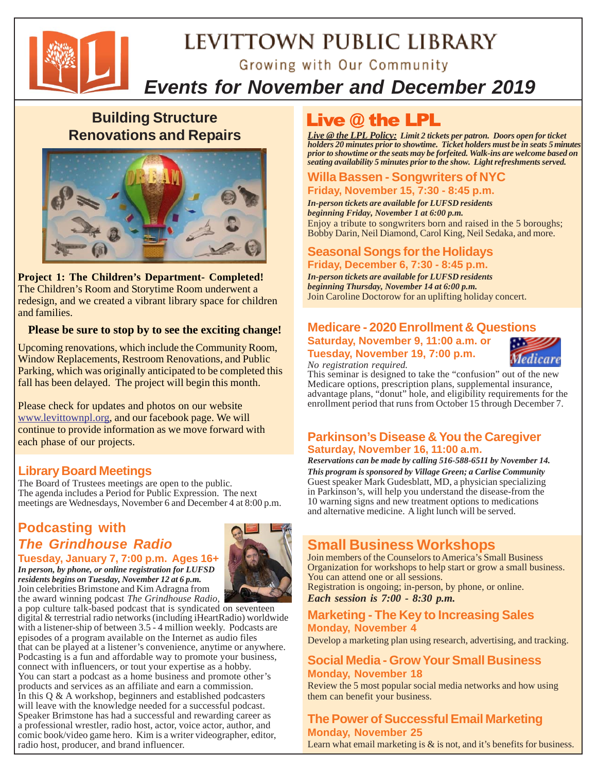# LEVITTOWN PUBLIC LIBRARY

Growing with Our Community

## *Events for November and December 2019*

## Building Structure Renovations and Repairs

**Project 1: The Children's Department- Completed!** The Children's Room and Storytime Room underwent a redesign, and we created a vibrant library space for children and families.

**Please be sure to stop by to see the exciting change!**

Upcoming renovations, which include the Community Room, Window Replacements, Restroom Renovations, and Public Parking, which was originally anticipated to be completed this fall has been delayed. The project will begin this month.

Please check for updates and photos on our website www.levittownpl.org, and our facebook page. We will continue to provide information as we move forward with each phase of our projects.

## Library Board Meetings

The Board of Trustees meetings are open to the public. The agenda includes a Period for Public Expression. The next meetings are Wednesdays, November 6 and December 4 at 8:00 p.m.

## Podcasting with *The Grindhouse Radio*

### Tuesday, January 7, 7:00 p.m. Ages 16+

***In person, by phone, or online registration for LUFSD residents begins on Tuesday, November 12 at 6 p.m.***

Join celebrities Brimstone and Kim Adragna from the award winning podcast *The Grindhouse Radio,* a pop culture talk-based podcast that is syndicated on seventeen digital & terrestrial radio networks (including iHeartRadio) worldwide with a listener-ship of between 3.5 - 4 million weekly. Podcasts are episodes of a program available on the Internet as audio files that can be played at a listener's convenience, anytime or anywhere. Podcasting is a fun and affordable way to promote your business, connect with influencers, or tout your expertise as a hobby. You can start a podcast as a home business and promote other's products and services as an affiliate and earn a commission. In this Q & A workshop, beginners and established podcasters will leave with the knowledge needed for a successful podcast. Speaker Brimstone has had a successful and rewarding career as a professional wrestler, radio host, actor, voice actor, author, and comic book/video game hero. Kim is a writer videographer, editor, radio host, producer, and brand influencer.

## Live @ the LPL

***Live @ the LPL Policy:* Limit 2 tickets per patron. Doors open for ticket holders 20 minutes prior to showtime. Ticket holders must be in seats 5 minutes prior to showtime or the seats may be forfeited. Walk-ins are welcome based on seating availability 5 minutes prior to the show. Light refreshments served.**

### Willa Bassen - Songwriters of NYC

**Friday, November 15, 7:30 - 8:45 p.m.**

***In-person tickets are available for LUFSD residents beginning Friday, November 1 at 6:00 p.m.***

Enjoy a tribute to songwriters born and raised in the 5 boroughs; Bobby Darin, Neil Diamond, Carol King, Neil Sedaka, and more.

### Seasonal Songs for the Holidays

**Friday, December 6, 7:30 - 8:45 p.m.**

***In-person tickets are available for LUFSD residents beginning Thursday, November 14 at 6:00 p.m.***

Join Caroline Doctorow for an uplifting holiday concert.

## Medicare - 2020 Enrollment & Questions

**Saturday, November 9, 11:00 a.m. or**
**Tuesday, November 19, 7:00 p.m.**

*No registration required.*

This seminar is designed to take the "confusion" out of the new Medicare options, prescription plans, supplemental insurance, advantage plans, "donut" hole, and eligibility requirements for the enrollment period that runs from October 15 through December 7.

## Parkinson's Disease & You the Caregiver

**Saturday, November 16, 11:00 a.m.**

***Reservations can be made by calling 516-588-6511 by November 14.***

***This program is sponsored by Village Green; a Carlise Community***

Guest speaker Mark Gudesblatt, MD, a physician specializing in Parkinson's, will help you understand the disease-from the 10 warning signs and new treatment options to medications and alternative medicine. A light lunch will be served.

## Small Business Workshops

Join members of the Counselors to America's Small Business Organization for workshops to help start or grow a small business. You can attend one or all sessions.
Registration is ongoing; in-person, by phone, or online.

***Each session is 7:00 - 8:30 p.m.***

### Marketing - The Key to Increasing Sales

**Monday, November 4**

Develop a marketing plan using research, advertising, and tracking.

### Social Media - Grow Your Small Business

**Monday, November 18**

Review the 5 most popular social media networks and how using them can benefit your business.

### The Power of Successful Email Marketing

**Monday, November 25**

Learn what email marketing is & is not, and it's benefits for business.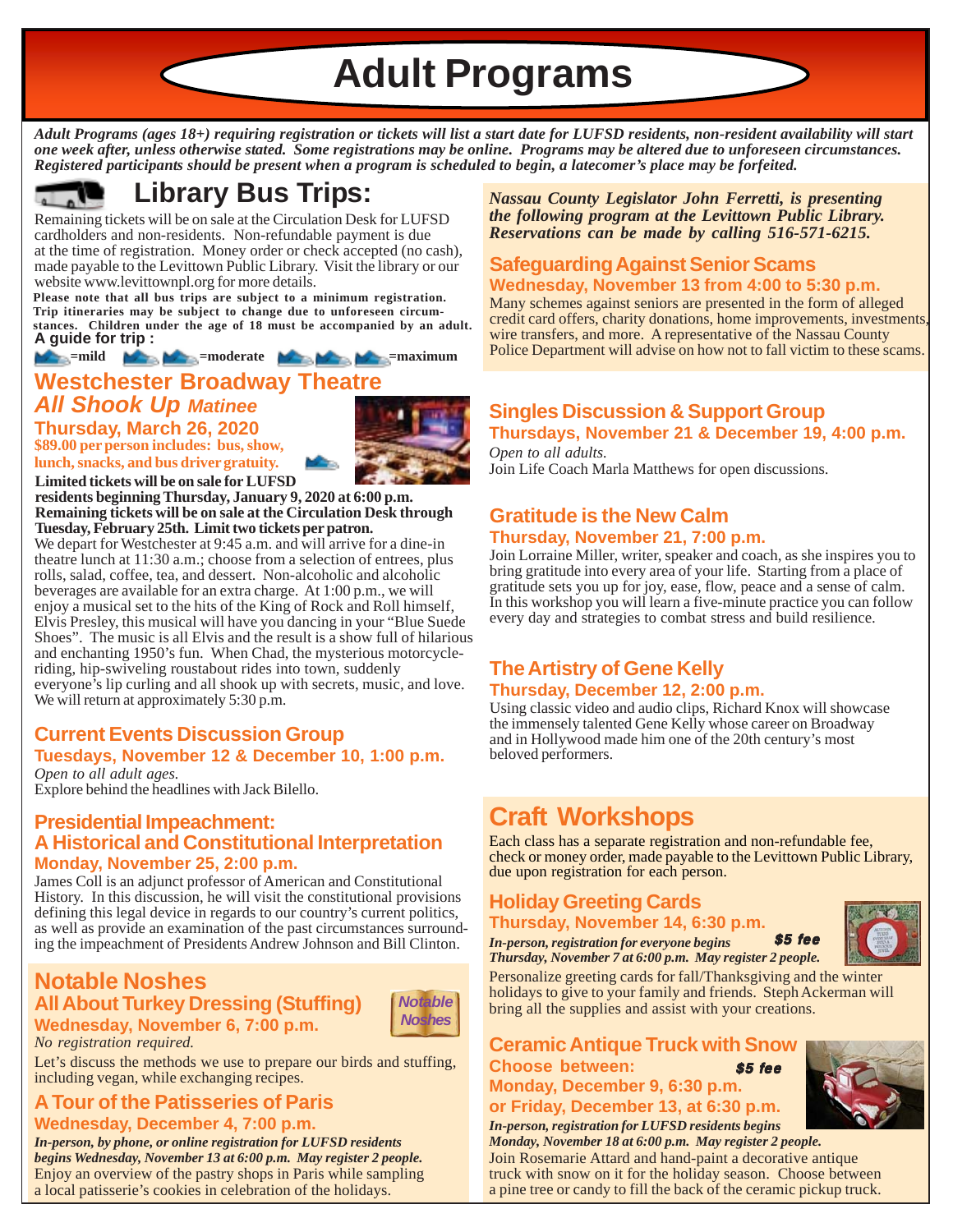# Adult Programs

***Adult Programs (ages 18+) requiring registration or tickets will list a start date for LUFSD residents, non-resident availability will start one week after, unless otherwise stated. Some registrations may be online. Programs may be altered due to unforeseen circumstances. Registered participants should be present when a program is scheduled to begin, a latecomer's place may be forfeited.***

## Library Bus Trips:

Remaining tickets will be on sale at the Circulation Desk for LUFSD cardholders and non-residents. Non-refundable payment is due at the time of registration. Money order or check accepted (no cash), made payable to the Levittown Public Library. Visit the library or our website www.levittownpl.org for more details.

**Please note that all bus trips are subject to a minimum registration. Trip itineraries may be subject to change due to unforeseen circumstances. Children under the age of 18 must be accompanied by an adult.**

**A guide for trip :**

**=mild** **=moderate** **=maximum**

### Westchester Broadway Theatre
### *All Shook Up* Matinee

**Thursday, March 26, 2020**

**$89.00 per person includes: bus, show, lunch, snacks, and bus driver gratuity.**

**Limited tickets will be on sale for LUFSD residents beginning Thursday, January 9, 2020 at 6:00 p.m. Remaining tickets will be on sale at the Circulation Desk through Tuesday, February 25th. Limit two tickets per patron.**

We depart for Westchester at 9:45 a.m. and will arrive for a dine-in theatre lunch at 11:30 a.m.; choose from a selection of entrees, plus rolls, salad, coffee, tea, and dessert. Non-alcoholic and alcoholic beverages are available for an extra charge. At 1:00 p.m., we will enjoy a musical set to the hits of the King of Rock and Roll himself, Elvis Presley, this musical will have you dancing in your "Blue Suede Shoes". The music is all Elvis and the result is a show full of hilarious and enchanting 1950's fun. When Chad, the mysterious motorcycle-riding, hip-swiveling roustabout rides into town, suddenly everyone's lip curling and all shook up with secrets, music, and love. We will return at approximately 5:30 p.m.

### Current Events Discussion Group

**Tuesdays, November 12 & December 10, 1:00 p.m.**

*Open to all adult ages.*

Explore behind the headlines with Jack Bilello.

### Presidential Impeachment: A Historical and Constitutional Interpretation

**Monday, November 25, 2:00 p.m.**

James Coll is an adjunct professor of American and Constitutional History. In this discussion, he will visit the constitutional provisions defining this legal device in regards to our country's current politics, as well as provide an examination of the past circumstances surrounding the impeachment of Presidents Andrew Johnson and Bill Clinton.

## Notable Noshes

### All About Turkey Dressing (Stuffing)

**Wednesday, November 6, 7:00 p.m.**

*No registration required.*

Let's discuss the methods we use to prepare our birds and stuffing, including vegan, while exchanging recipes.

### A Tour of the Patisseries of Paris

**Wednesday, December 4, 7:00 p.m.**

***In-person, by phone, or online registration for LUFSD residents begins Wednesday, November 13 at 6:00 p.m. May register 2 people.***

Enjoy an overview of the pastry shops in Paris while sampling a local patisserie's cookies in celebration of the holidays.

***Nassau County Legislator John Ferretti, is presenting the following program at the Levittown Public Library. Reservations can be made by calling 516-571-6215.***

### Safeguarding Against Senior Scams

**Wednesday, November 13 from 4:00 to 5:30 p.m.**

Many schemes against seniors are presented in the form of alleged credit card offers, charity donations, home improvements, investments, wire transfers, and more. A representative of the Nassau County Police Department will advise on how not to fall victim to these scams.

### Singles Discussion & Support Group

**Thursdays, November 21 & December 19, 4:00 p.m.**

*Open to all adults.*

Join Life Coach Marla Matthews for open discussions.

### Gratitude is the New Calm

**Thursday, November 21, 7:00 p.m.**

Join Lorraine Miller, writer, speaker and coach, as she inspires you to bring gratitude into every area of your life. Starting from a place of gratitude sets you up for joy, ease, flow, peace and a sense of calm. In this workshop you will learn a five-minute practice you can follow every day and strategies to combat stress and build resilience.

### The Artistry of Gene Kelly

**Thursday, December 12, 2:00 p.m.**

Using classic video and audio clips, Richard Knox will showcase the immensely talented Gene Kelly whose career on Broadway and in Hollywood made him one of the 20th century's most beloved performers.

## Craft Workshops

Each class has a separate registration and non-refundable fee, check or money order, made payable to the Levittown Public Library, due upon registration for each person.

### Holiday Greeting Cards

**Thursday, November 14, 6:30 p.m.**

***In-person, registration for everyone begins Thursday, November 7 at 6:00 p.m. May register 2 people.*** ***$5 fee***

Personalize greeting cards for fall/Thanksgiving and the winter holidays to give to your family and friends. Steph Ackerman will bring all the supplies and assist with your creations.

### Ceramic Antique Truck with Snow

**Choose between:** ***$5 fee***

**Monday, December 9, 6:30 p.m.**

**or Friday, December 13, at 6:30 p.m.**

***In-person, registration for LUFSD residents begins Monday, November 18 at 6:00 p.m. May register 2 people.***

Join Rosemarie Attard and hand-paint a decorative antique truck with snow on it for the holiday season. Choose between a pine tree or candy to fill the back of the ceramic pickup truck.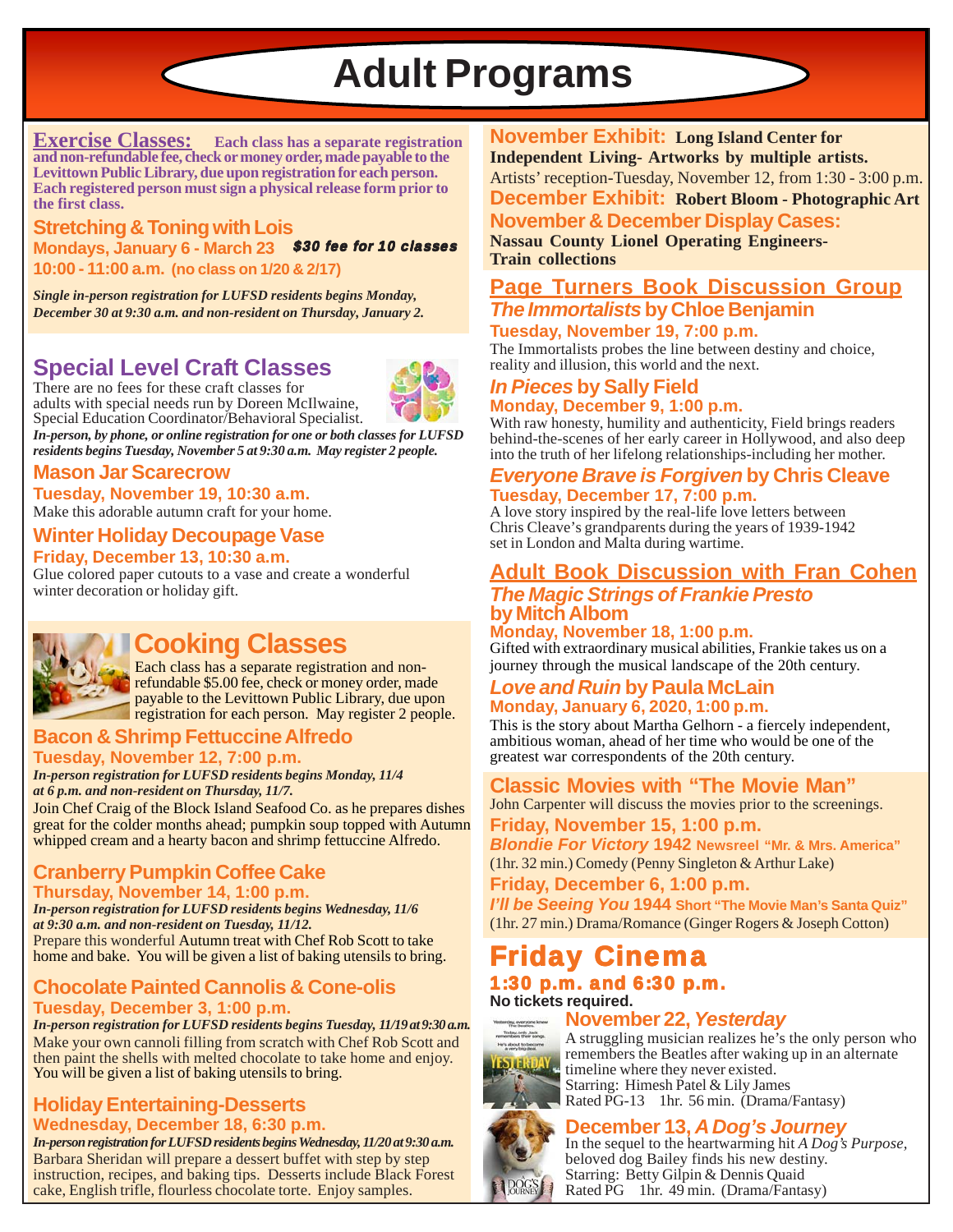# Adult Programs

## Exercise Classes:

**Each class has a separate registration and non-refundable fee, check or money order, made payable to the Levittown Public Library, due upon registration for each person. Each registered person must sign a physical release form prior to the first class.**

### Stretching & Toning with Lois

**Mondays, January 6 - March 23** ***$30 fee for 10 classes***

**10:00 - 11:00 a.m. (no class on 1/20 & 2/17)**

***Single in-person registration for LUFSD residents begins Monday, December 30 at 9:30 a.m. and non-resident on Thursday, January 2.***

## Special Level Craft Classes

There are no fees for these craft classes for adults with special needs run by Doreen McIlwaine, Special Education Coordinator/Behavioral Specialist.

***In-person, by phone, or online registration for one or both classes for LUFSD residents begins Tuesday, November 5 at 9:30 a.m. May register 2 people.***

### Mason Jar Scarecrow

**Tuesday, November 19, 10:30 a.m.**

Make this adorable autumn craft for your home.

### Winter Holiday Decoupage Vase

**Friday, December 13, 10:30 a.m.**

Glue colored paper cutouts to a vase and create a wonderful winter decoration or holiday gift.

## Cooking Classes

Each class has a separate registration and non-refundable $5.00 fee, check or money order, made payable to the Levittown Public Library, due upon registration for each person. May register 2 people.

### Bacon & Shrimp Fettuccine Alfredo

**Tuesday, November 12, 7:00 p.m.**

***In-person registration for LUFSD residents begins Monday, 11/4 at 6 p.m. and non-resident on Thursday, 11/7.***

Join Chef Craig of the Block Island Seafood Co. as he prepares dishes great for the colder months ahead; pumpkin soup topped with Autumn whipped cream and a hearty bacon and shrimp fettuccine Alfredo.

### Cranberry Pumpkin Coffee Cake

**Thursday, November 14, 1:00 p.m.**

***In-person registration for LUFSD residents begins Wednesday, 11/6 at 9:30 a.m. and non-resident on Tuesday, 11/12.***

Prepare this wonderful Autumn treat with Chef Rob Scott to take home and bake. You will be given a list of baking utensils to bring.

### Chocolate Painted Cannolis & Cone-olis

**Tuesday, December 3, 1:00 p.m.**

***In-person registration for LUFSD residents begins Tuesday, 11/19 at 9:30 a.m.***

Make your own cannoli filling from scratch with Chef Rob Scott and then paint the shells with melted chocolate to take home and enjoy. You will be given a list of baking utensils to bring.

### Holiday Entertaining-Desserts

**Wednesday, December 18, 6:30 p.m.**

***In-person registration for LUFSD residents begins Wednesday, 11/20 at 9:30 a.m.***

Barbara Sheridan will prepare a dessert buffet with step by step instruction, recipes, and baking tips. Desserts include Black Forest cake, English trifle, flourless chocolate torte. Enjoy samples.

## November Exhibit: Long Island Center for Independent Living- Artworks by multiple artists.

Artists' reception-Tuesday, November 12, from 1:30 - 3:00 p.m.

## December Exhibit: Robert Bloom - Photographic Art

## November & December Display Cases:

**Nassau County Lionel Operating Engineers- Train collections**

## Page Turners Book Discussion Group

### *The Immortalists* by Chloe Benjamin

**Tuesday, November 19, 7:00 p.m.**

The Immortalists probes the line between destiny and choice, reality and illusion, this world and the next.

### *In Pieces* by Sally Field

**Monday, December 9, 1:00 p.m.**

With raw honesty, humility and authenticity, Field brings readers behind-the-scenes of her early career in Hollywood, and also deep into the truth of her lifelong relationships-including her mother.

### *Everyone Brave is Forgiven* by Chris Cleave

**Tuesday, December 17, 7:00 p.m.**

A love story inspired by the real-life love letters between Chris Cleave's grandparents during the years of 1939-1942 set in London and Malta during wartime.

## Adult Book Discussion with Fran Cohen

### *The Magic Strings of Frankie Presto* by Mitch Albom

**Monday, November 18, 1:00 p.m.**

Gifted with extraordinary musical abilities, Frankie takes us on a journey through the musical landscape of the 20th century.

### *Love and Ruin* by Paula McLain

**Monday, January 6, 2020, 1:00 p.m.**

This is the story about Martha Gelhorn - a fiercely independent, ambitious woman, ahead of her time who would be one of the greatest war correspondents of the 20th century.

## Classic Movies with "The Movie Man"

John Carpenter will discuss the movies prior to the screenings.

**Friday, November 15, 1:00 p.m.**

***Blondie For Victory* 1942 Newsreel "Mr. & Mrs. America"**

(1hr. 32 min.) Comedy (Penny Singleton & Arthur Lake)

**Friday, December 6, 1:00 p.m.**

***I'll be Seeing You* 1944 Short "The Movie Man's Santa Quiz"**

(1hr. 27 min.) Drama/Romance (Ginger Rogers & Joseph Cotton)

## Friday Cinema

**1:30 p.m. and 6:30 p.m.**

**No tickets required.**

### November 22, *Yesterday*

A struggling musician realizes he's the only person who remembers the Beatles after waking up in an alternate timeline where they never existed.

Starring: Himesh Patel & Lily James

Rated PG-13 1hr. 56 min. (Drama/Fantasy)

### December 13, *A Dog's Journey*

In the sequel to the heartwarming hit *A Dog's Purpose,* beloved dog Bailey finds his new destiny.

Starring: Betty Gilpin & Dennis Quaid

Rated PG 1hr. 49 min. (Drama/Fantasy)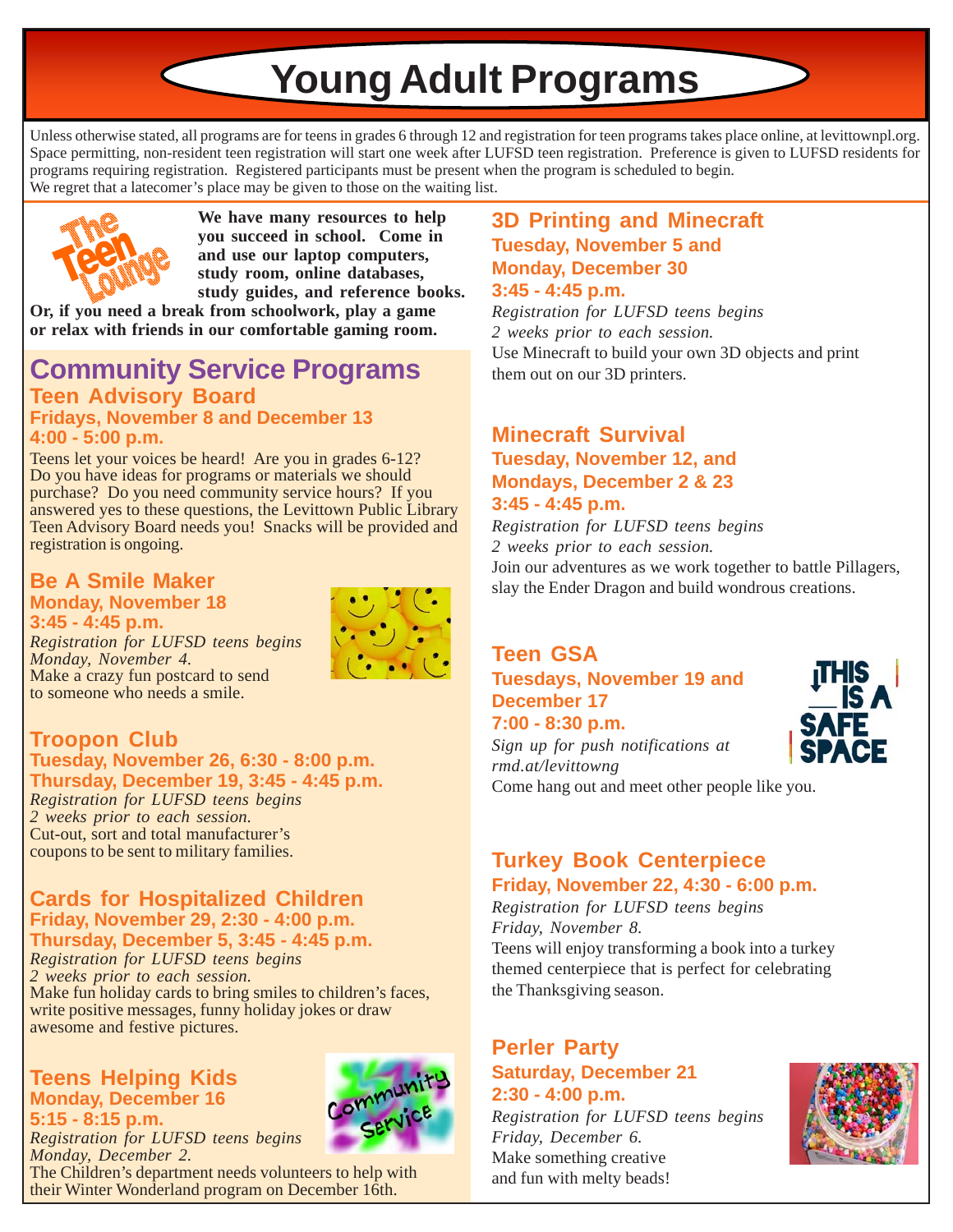# Young Adult Programs

Unless otherwise stated, all programs are for teens in grades 6 through 12 and registration for teen programs takes place online, at levittownpl.org. Space permitting, non-resident teen registration will start one week after LUFSD teen registration. Preference is given to LUFSD residents for programs requiring registration. Registered participants must be present when the program is scheduled to begin. We regret that a latecomer's place may be given to those on the waiting list.

**The Teen Lounge**

**We have many resources to help you succeed in school. Come in and use our laptop computers, study room, online databases, study guides, and reference books. Or, if you need a break from schoolwork, play a game or relax with friends in our comfortable gaming room.**

## Community Service Programs

### Teen Advisory Board

**Fridays, November 8 and December 13**
**4:00 - 5:00 p.m.**

Teens let your voices be heard! Are you in grades 6-12? Do you have ideas for programs or materials we should purchase? Do you need community service hours? If you answered yes to these questions, the Levittown Public Library Teen Advisory Board needs you! Snacks will be provided and registration is ongoing.

### Be A Smile Maker

**Monday, November 18**
**3:45 - 4:45 p.m.**

*Registration for LUFSD teens begins Monday, November 4.*
Make a crazy fun postcard to send to someone who needs a smile.

### Troopon Club

**Tuesday, November 26, 6:30 - 8:00 p.m.**
**Thursday, December 19, 3:45 - 4:45 p.m.**

*Registration for LUFSD teens begins 2 weeks prior to each session.*
Cut-out, sort and total manufacturer's coupons to be sent to military families.

### Cards for Hospitalized Children

**Friday, November 29, 2:30 - 4:00 p.m.**
**Thursday, December 5, 3:45 - 4:45 p.m.**

*Registration for LUFSD teens begins 2 weeks prior to each session.*
Make fun holiday cards to bring smiles to children's faces, write positive messages, funny holiday jokes or draw awesome and festive pictures.

### Teens Helping Kids

**Monday, December 16**
**5:15 - 8:15 p.m.**

*Registration for LUFSD teens begins Monday, December 2.*
The Children's department needs volunteers to help with their Winter Wonderland program on December 16th.

### 3D Printing and Minecraft

**Tuesday, November 5 and Monday, December 30**
**3:45 - 4:45 p.m.**

*Registration for LUFSD teens begins 2 weeks prior to each session.*
Use Minecraft to build your own 3D objects and print them out on our 3D printers.

### Minecraft Survival

**Tuesday, November 12, and Mondays, December 2 & 23**
**3:45 - 4:45 p.m.**

*Registration for LUFSD teens begins 2 weeks prior to each session.*
Join our adventures as we work together to battle Pillagers, slay the Ender Dragon and build wondrous creations.

### Teen GSA

**Tuesdays, November 19 and December 17**
**7:00 - 8:30 p.m.**

*Sign up for push notifications at rmd.at/levittowng*
Come hang out and meet other people like you.

### Turkey Book Centerpiece

**Friday, November 22, 4:30 - 6:00 p.m.**

*Registration for LUFSD teens begins Friday, November 8.*
Teens will enjoy transforming a book into a turkey themed centerpiece that is perfect for celebrating the Thanksgiving season.

### Perler Party

**Saturday, December 21**
**2:30 - 4:00 p.m.**

*Registration for LUFSD teens begins Friday, December 6.*
Make something creative and fun with melty beads!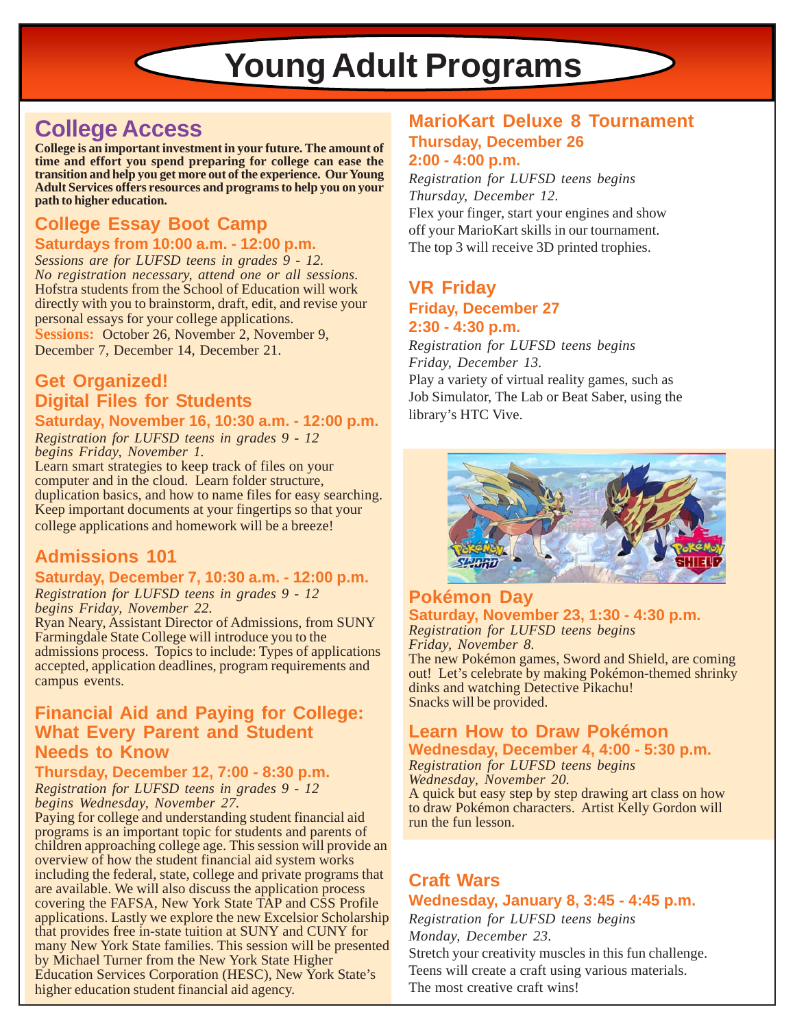# Young Adult Programs

## College Access

**College is an important investment in your future. The amount of time and effort you spend preparing for college can ease the transition and help you get more out of the experience. Our Young Adult Services offers resources and programs to help you on your path to higher education.**

### College Essay Boot Camp

**Saturdays from 10:00 a.m. - 12:00 p.m.**

*Sessions are for LUFSD teens in grades 9 - 12.*
*No registration necessary, attend one or all sessions.*
Hofstra students from the School of Education will work directly with you to brainstorm, draft, edit, and revise your personal essays for your college applications.
**Sessions:** October 26, November 2, November 9, December 7, December 14, December 21.

### Get Organized! Digital Files for Students

**Saturday, November 16, 10:30 a.m. - 12:00 p.m.**

*Registration for LUFSD teens in grades 9 - 12 begins Friday, November 1.*
Learn smart strategies to keep track of files on your computer and in the cloud. Learn folder structure, duplication basics, and how to name files for easy searching. Keep important documents at your fingertips so that your college applications and homework will be a breeze!

### Admissions 101

**Saturday, December 7, 10:30 a.m. - 12:00 p.m.**

*Registration for LUFSD teens in grades 9 - 12 begins Friday, November 22.*
Ryan Neary, Assistant Director of Admissions, from SUNY Farmingdale State College will introduce you to the admissions process. Topics to include: Types of applications accepted, application deadlines, program requirements and campus events.

### Financial Aid and Paying for College: What Every Parent and Student Needs to Know

**Thursday, December 12, 7:00 - 8:30 p.m.**

*Registration for LUFSD teens in grades 9 - 12 begins Wednesday, November 27.*
Paying for college and understanding student financial aid programs is an important topic for students and parents of children approaching college age. This session will provide an overview of how the student financial aid system works including the federal, state, college and private programs that are available. We will also discuss the application process covering the FAFSA, New York State TAP and CSS Profile applications. Lastly we explore the new Excelsior Scholarship that provides free in-state tuition at SUNY and CUNY for many New York State families. This session will be presented by Michael Turner from the New York State Higher Education Services Corporation (HESC), New York State's higher education student financial aid agency.

### MarioKart Deluxe 8 Tournament

**Thursday, December 26**
**2:00 - 4:00 p.m.**

*Registration for LUFSD teens begins Thursday, December 12.*
Flex your finger, start your engines and show off your MarioKart skills in our tournament. The top 3 will receive 3D printed trophies.

### VR Friday

**Friday, December 27**
**2:30 - 4:30 p.m.**

*Registration for LUFSD teens begins Friday, December 13.*
Play a variety of virtual reality games, such as Job Simulator, The Lab or Beat Saber, using the library's HTC Vive.

### Pokémon Day

**Saturday, November 23, 1:30 - 4:30 p.m.**

*Registration for LUFSD teens begins Friday, November 8.*
The new Pokémon games, Sword and Shield, are coming out! Let's celebrate by making Pokémon-themed shrinky dinks and watching Detective Pikachu! Snacks will be provided.

### Learn How to Draw Pokémon

**Wednesday, December 4, 4:00 - 5:30 p.m.**

*Registration for LUFSD teens begins Wednesday, November 20.*
A quick but easy step by step drawing art class on how to draw Pokémon characters. Artist Kelly Gordon will run the fun lesson.

### Craft Wars

**Wednesday, January 8, 3:45 - 4:45 p.m.**

*Registration for LUFSD teens begins Monday, December 23.*
Stretch your creativity muscles in this fun challenge. Teens will create a craft using various materials. The most creative craft wins!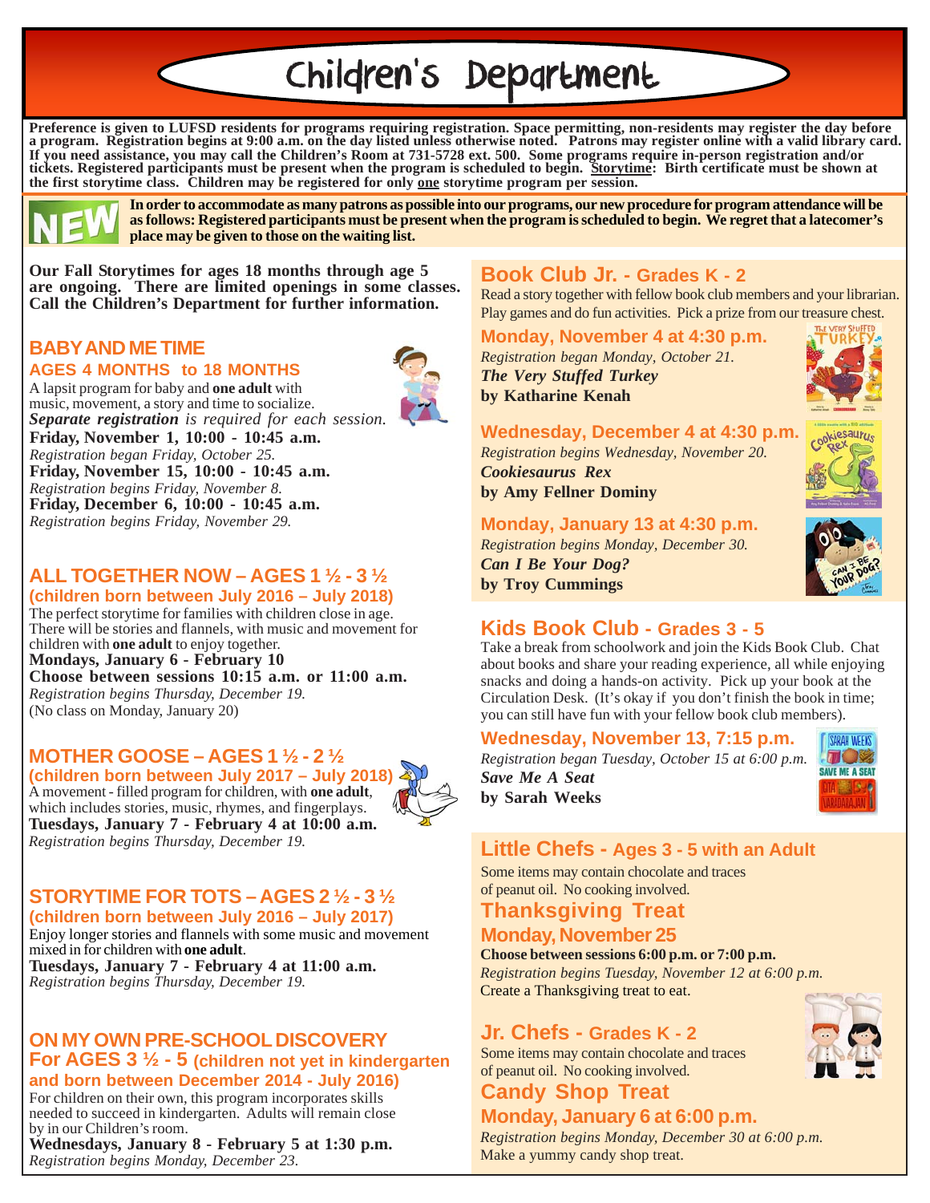# Children's Department

**Preference is given to LUFSD residents for programs requiring registration. Space permitting, non-residents may register the day before a program. Registration begins at 9:00 a.m. on the day listed unless otherwise noted. Patrons may register online with a valid library card. If you need assistance, you may call the Children's Room at 731-5728 ext. 500. Some programs require in-person registration and/or tickets. Registered participants must be present when the program is scheduled to begin. Storytime: Birth certificate must be shown at the first storytime class. Children may be registered for only one storytime program per session.**

**NEW** **In order to accommodate as many patrons as possible into our programs, our new procedure for program attendance will be as follows: Registered participants must be present when the program is scheduled to begin. We regret that a latecomer's place may be given to those on the waiting list.**

**Our Fall Storytimes for ages 18 months through age 5 are ongoing. There are limited openings in some classes. Call the Children's Department for further information.**

## BABY AND ME TIME

### AGES 4 MONTHS to 18 MONTHS

A lapsit program for baby and **one adult** with music, movement, a story and time to socialize.
***Separate registration*** *is required for each session.*

**Friday, November 1, 10:00 - 10:45 a.m.**
*Registration began Friday, October 25.*
**Friday, November 15, 10:00 - 10:45 a.m.**
*Registration begins Friday, November 8.*
**Friday, December 6, 10:00 - 10:45 a.m.**
*Registration begins Friday, November 29.*

## ALL TOGETHER NOW – AGES 1 ½ - 3 ½

### (children born between July 2016 – July 2018)

The perfect storytime for families with children close in age. There will be stories and flannels, with music and movement for children with **one adult** to enjoy together.

**Mondays, January 6 - February 10**
**Choose between sessions 10:15 a.m. or 11:00 a.m.**
*Registration begins Thursday, December 19.*
(No class on Monday, January 20)

## MOTHER GOOSE – AGES 1 ½ - 2 ½

### (children born between July 2017 – July 2018)

A movement - filled program for children, with **one adult**, which includes stories, music, rhymes, and fingerplays.

**Tuesdays, January 7 - February 4 at 10:00 a.m.**
*Registration begins Thursday, December 19.*

## STORYTIME FOR TOTS – AGES 2 ½ - 3 ½

### (children born between July 2016 – July 2017)

Enjoy longer stories and flannels with some music and movement mixed in for children with **one adult**.

**Tuesdays, January 7 - February 4 at 11:00 a.m.**
*Registration begins Thursday, December 19.*

## ON MY OWN PRE-SCHOOL DISCOVERY

### For AGES 3 ½ - 5 (children not yet in kindergarten and born between December 2014 - July 2016)

For children on their own, this program incorporates skills needed to succeed in kindergarten. Adults will remain close by in our Children's room.

**Wednesdays, January 8 - February 5 at 1:30 p.m.**
*Registration begins Monday, December 23.*

## Book Club Jr. - Grades K - 2

Read a story together with fellow book club members and your librarian. Play games and do fun activities. Pick a prize from our treasure chest.

### Monday, November 4 at 4:30 p.m.

*Registration began Monday, October 21.*
***The Very Stuffed Turkey***
**by Katharine Kenah**

### Wednesday, December 4 at 4:30 p.m.

*Registration begins Wednesday, November 20.*
***Cookiesaurus Rex***
**by Amy Fellner Dominy**

### Monday, January 13 at 4:30 p.m.

*Registration begins Monday, December 30.*
***Can I Be Your Dog?***
**by Troy Cummings**

## Kids Book Club - Grades 3 - 5

Take a break from schoolwork and join the Kids Book Club. Chat about books and share your reading experience, all while enjoying snacks and doing a hands-on activity. Pick up your book at the Circulation Desk. (It's okay if you don't finish the book in time; you can still have fun with your fellow book club members).

### Wednesday, November 13, 7:15 p.m.

*Registration began Tuesday, October 15 at 6:00 p.m.*
***Save Me A Seat***
**by Sarah Weeks**

## Little Chefs - Ages 3 - 5 with an Adult

Some items may contain chocolate and traces of peanut oil. No cooking involved.

### Thanksgiving Treat

### Monday, November 25

**Choose between sessions 6:00 p.m. or 7:00 p.m.**
*Registration begins Tuesday, November 12 at 6:00 p.m.*
Create a Thanksgiving treat to eat.

## Jr. Chefs - Grades K - 2

Some items may contain chocolate and traces of peanut oil. No cooking involved.

### Candy Shop Treat

### Monday, January 6 at 6:00 p.m.

*Registration begins Monday, December 30 at 6:00 p.m.*
Make a yummy candy shop treat.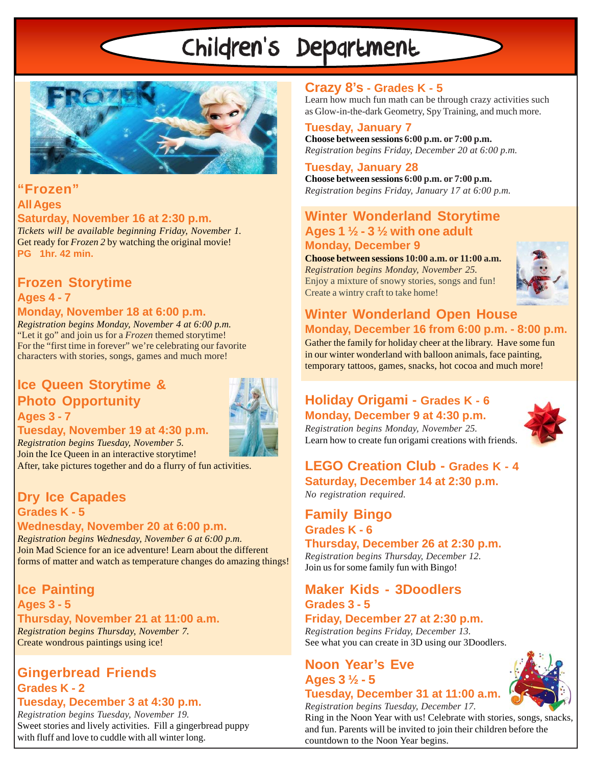# Children's Department

## "Frozen"

**All Ages**

**Saturday, November 16 at 2:30 p.m.**

*Tickets will be available beginning Friday, November 1.*
Get ready for *Frozen 2* by watching the original movie!
**PG 1hr. 42 min.**

## Frozen Storytime

**Ages 4 - 7**

**Monday, November 18 at 6:00 p.m.**

*Registration begins Monday, November 4 at 6:00 p.m.*
"Let it go" and join us for a *Frozen* themed storytime! For the "first time in forever" we're celebrating our favorite characters with stories, songs, games and much more!

## Ice Queen Storytime & Photo Opportunity

**Ages 3 - 7**

**Tuesday, November 19 at 4:30 p.m.**

*Registration begins Tuesday, November 5.*
Join the Ice Queen in an interactive storytime! After, take pictures together and do a flurry of fun activities.

## Dry Ice Capades

**Grades K - 5**

**Wednesday, November 20 at 6:00 p.m.**

*Registration begins Wednesday, November 6 at 6:00 p.m.*
Join Mad Science for an ice adventure! Learn about the different forms of matter and watch as temperature changes do amazing things!

## Ice Painting

**Ages 3 - 5**

**Thursday, November 21 at 11:00 a.m.**

*Registration begins Thursday, November 7.*
Create wondrous paintings using ice!

## Gingerbread Friends

**Grades K - 2**

**Tuesday, December 3 at 4:30 p.m.**

*Registration begins Tuesday, November 19.*
Sweet stories and lively activities. Fill a gingerbread puppy with fluff and love to cuddle with all winter long.

## Crazy 8's - Grades K - 5

Learn how much fun math can be through crazy activities such as Glow-in-the-dark Geometry, Spy Training, and much more.

**Tuesday, January 7**

**Choose between sessions 6:00 p.m. or 7:00 p.m.**
*Registration begins Friday, December 20 at 6:00 p.m.*

**Tuesday, January 28**

**Choose between sessions 6:00 p.m. or 7:00 p.m.**
*Registration begins Friday, January 17 at 6:00 p.m.*

## Winter Wonderland Storytime

**Ages 1 ½ - 3 ½ with one adult**

**Monday, December 9**

**Choose between sessions 10:00 a.m. or 11:00 a.m.**
*Registration begins Monday, November 25.*
Enjoy a mixture of snowy stories, songs and fun! Create a wintry craft to take home!

## Winter Wonderland Open House

**Monday, December 16 from 6:00 p.m. - 8:00 p.m.**

Gather the family for holiday cheer at the library. Have some fun in our winter wonderland with balloon animals, face painting, temporary tattoos, games, snacks, hot cocoa and much more!

## Holiday Origami - Grades K - 6

**Monday, December 9 at 4:30 p.m.**

*Registration begins Monday, November 25.*
Learn how to create fun origami creations with friends.

## LEGO Creation Club - Grades K - 4

**Saturday, December 14 at 2:30 p.m.**

*No registration required.*

## Family Bingo

**Grades K - 6**

**Thursday, December 26 at 2:30 p.m.**

*Registration begins Thursday, December 12.*
Join us for some family fun with Bingo!

## Maker Kids - 3Doodlers

**Grades 3 - 5**

**Friday, December 27 at 2:30 p.m.**

*Registration begins Friday, December 13.*
See what you can create in 3D using our 3Doodlers.

## Noon Year's Eve

**Ages 3 ½ - 5**

**Tuesday, December 31 at 11:00 a.m.**

*Registration begins Tuesday, December 17.*
Ring in the Noon Year with us! Celebrate with stories, songs, snacks, and fun. Parents will be invited to join their children before the countdown to the Noon Year begins.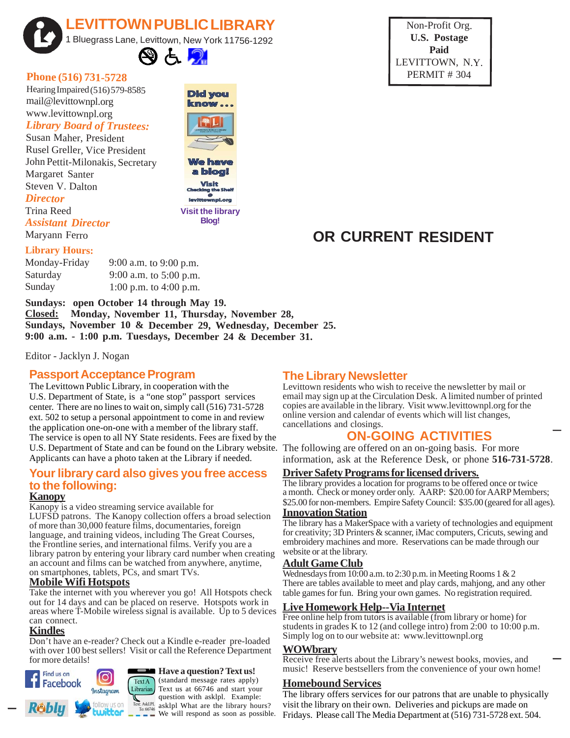# LEVITTOWN PUBLIC LIBRARY

1 Bluegrass Lane, Levittown, New York 11756-1292

Non-Profit Org.
**U.S. Postage**
**Paid**
LEVITTOWN, N.Y.
PERMIT # 304

**Phone (516) 731-5728**

Hearing Impaired (516) 579-8585
mail@levittownpl.org
www.levittownpl.org

***Library Board of Trustees:***

Susan Maher, President
Rusel Greller, Vice President
John Pettit-Milonakis, Secretary
Margaret Santer
Steven V. Dalton

***Director***

Trina Reed

***Assistant Director***

Maryann Ferro

Did you know . . .
We have a blog!
Visit Checking the Shelf @ levittownpl.org

Visit the library Blog!

**OR CURRENT RESIDENT**

**Library Hours:**

| | |
|---|---|
| Monday-Friday | 9:00 a.m. to 9:00 p.m. |
| Saturday | 9:00 a.m. to 5:00 p.m. |
| Sunday | 1:00 p.m. to 4:00 p.m. |

**Sundays: open October 14 through May 19.**
**Closed: Monday, November 11, Thursday, November 28, Sundays, November 10 & December 29, Wednesday, December 25. 9:00 a.m. - 1:00 p.m. Tuesdays, December 24 & December 31.**

Editor - Jacklyn J. Nogan

## Passport Acceptance Program

The Levittown Public Library, in cooperation with the U.S. Department of State, is a "one stop" passport services center. There are no lines to wait on, simply call (516) 731-5728 ext. 502 to setup a personal appointment to come in and review the application one-on-one with a member of the library staff. The service is open to all NY State residents. Fees are fixed by the U.S. Department of State and can be found on the Library website. Applicants can have a photo taken at the Library if needed.

## Your library card also gives you free access to the following:

**Kanopy**

Kanopy is a video streaming service available for LUFSD patrons. The Kanopy collection offers a broad selection of more than 30,000 feature films, documentaries, foreign language, and training videos, including The Great Courses, the Frontline series, and international films. Verify you are a library patron by entering your library card number when creating an account and films can be watched from anywhere, anytime, on smartphones, tablets, PCs, and smart TVs.

**Mobile Wifi Hotspots**

Take the internet with you wherever you go! All Hotspots check out for 14 days and can be placed on reserve. Hotspots work in areas where T-Mobile wireless signal is available. Up to 5 devices can connect.

**Kindles**

Don't have an e-reader? Check out a Kindle e-reader pre-loaded with over 100 best sellers! Visit or call the Reference Department for more details!

Find us on Facebook · Instagram · Robly · follow us on twitter

**Have a question? Text us!** (standard message rates apply) Text us at 66746 and start your question with asklpl. Example: asklpl What are the library hours? We will respond as soon as possible.

## The Library Newsletter

Levittown residents who wish to receive the newsletter by mail or email may sign up at the Circulation Desk. A limited number of printed copies are available in the library. Visit www.levittownpl.org for the online version and calendar of events which will list changes, cancellations and closings.

## ON-GOING ACTIVITIES

The following are offered on an on-going basis. For more information, ask at the Reference Desk, or phone **516-731-5728**.

**Driver Safety Programs for licensed drivers.**

The library provides a location for programs to be offered once or twice a month. Check or money order only. AARP: $20.00 for AARP Members; $25.00 for non-members. Empire Safety Council: $35.00 (geared for all ages).

**Innovation Station**

The library has a MakerSpace with a variety of technologies and equipment for creativity; 3D Printers & scanner, iMac computers, Cricuts, sewing and embroidery machines and more. Reservations can be made through our website or at the library.

**Adult Game Club**

Wednesdays from 10:00 a.m. to 2:30 p.m. in Meeting Rooms 1 & 2. There are tables available to meet and play cards, mahjong, and any other table games for fun. Bring your own games. No registration required.

**Live Homework Help--Via Internet**

Free online help from tutors is available (from library or home) for students in grades K to 12 (and college intro) from 2:00 to 10:00 p.m. Simply log on to our website at: www.levittownpl.org

**WOWbrary**

Receive free alerts about the Library's newest books, movies, and music! Reserve bestsellers from the convenience of your own home!

**Homebound Services**

The library offers services for our patrons that are unable to physically visit the library on their own. Deliveries and pickups are made on Fridays. Please call The Media Department at (516) 731-5728 ext. 504.